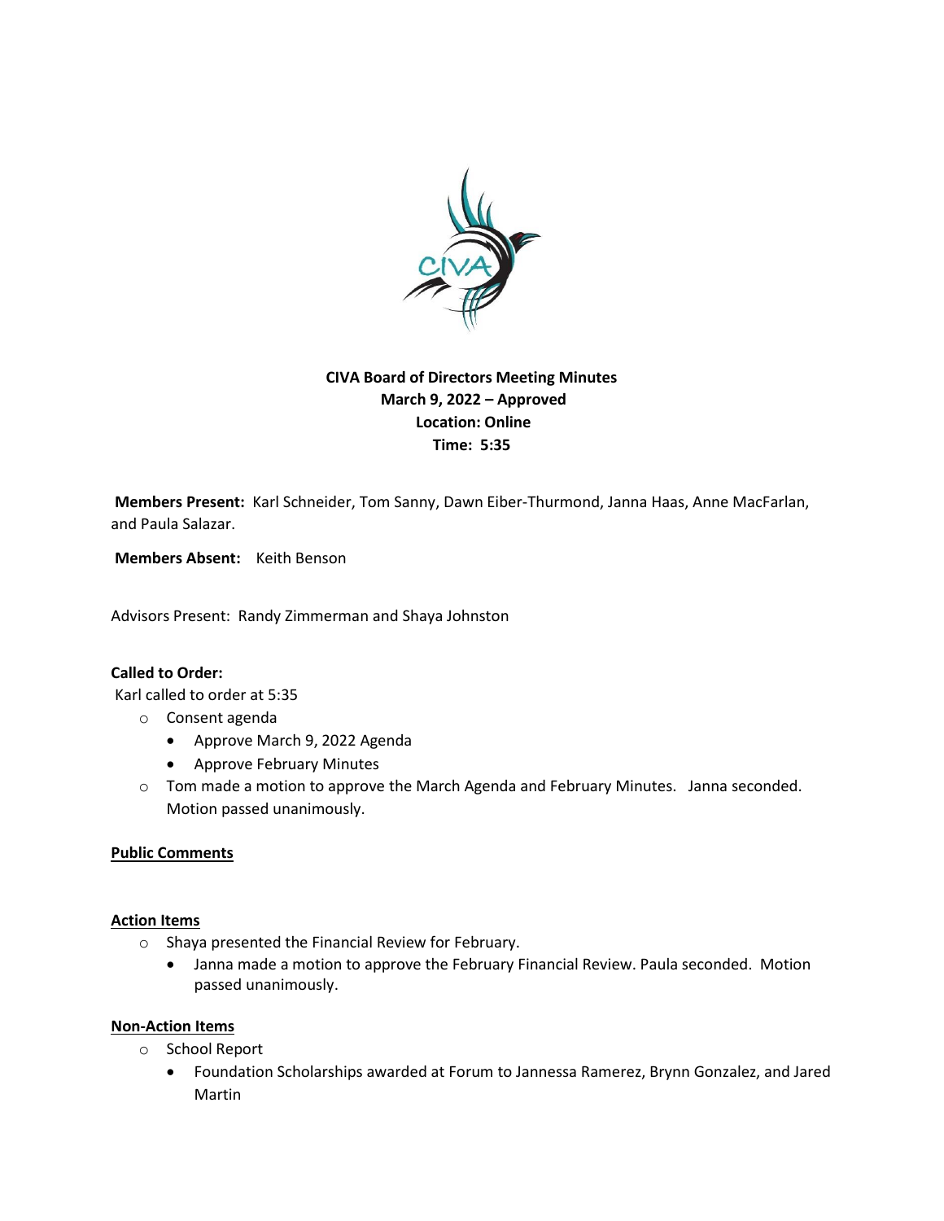**CIVA Board of Directors Meeting Minutes**
**March 9, 2022 – Approved**
**Location: Online**
**Time: 5:35**

**Members Present:** Karl Schneider, Tom Sanny, Dawn Eiber-Thurmond, Janna Haas, Anne MacFarlan, and Paula Salazar.

**Members Absent:** Keith Benson

Advisors Present: Randy Zimmerman and Shaya Johnston

**Called to Order:**

Karl called to order at 5:35

- Consent agenda
  - Approve March 9, 2022 Agenda
  - Approve February Minutes
- Tom made a motion to approve the March Agenda and February Minutes. Janna seconded. Motion passed unanimously.

**Public Comments**

**Action Items**

- Shaya presented the Financial Review for February.
  - Janna made a motion to approve the February Financial Review. Paula seconded. Motion passed unanimously.

**Non-Action Items**

- School Report
  - Foundation Scholarships awarded at Forum to Jannessa Ramerez, Brynn Gonzalez, and Jared Martin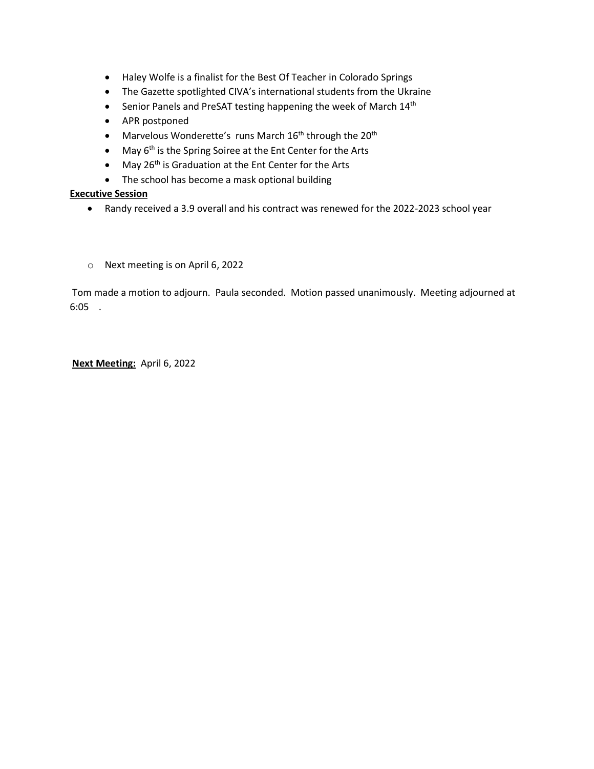- Haley Wolfe is a finalist for the Best Of Teacher in Colorado Springs
- The Gazette spotlighted CIVA's international students from the Ukraine
- Senior Panels and PreSAT testing happening the week of March 14th
- APR postponed
- Marvelous Wonderette's runs March 16th through the 20th
- May 6th is the Spring Soiree at the Ent Center for the Arts
- May 26th is Graduation at the Ent Center for the Arts
- The school has become a mask optional building

**Executive Session**

- Randy received a 3.9 overall and his contract was renewed for the 2022-2023 school year

  - Next meeting is on April 6, 2022

Tom made a motion to adjourn. Paula seconded. Motion passed unanimously. Meeting adjourned at 6:05 .

**Next Meeting:** April 6, 2022